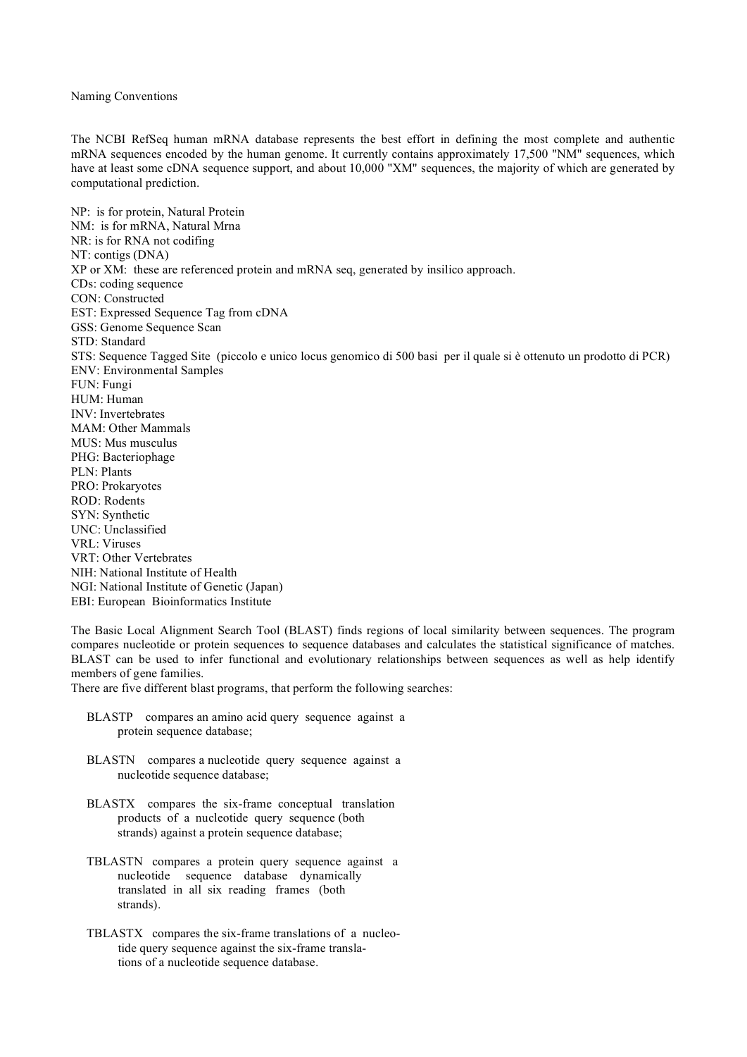Naming Conventions

The NCBI RefSeq human mRNA database represents the best effort in defining the most complete and authentic mRNA sequences encoded by the human genome. It currently contains approximately 17,500 "NM" sequences, which have at least some cDNA sequence support, and about 10,000 "XM" sequences, the majority of which are generated by computational prediction.

NP: is for protein, Natural Protein  
NM: is for mRNA, Natural Mrna  
NR: is for RNA not codifing  
NT: contigs (DNA)  
XP or XM: these are referenced protein and mRNA seq, generated by insilico approach.  
CDs: coding sequence  
CON: Constructed  
EST: Expressed Sequence Tag from cDNA  
GSS: Genome Sequence Scan  
STD: Standard  
STS: Sequence Tagged Site (piccolo e unico locus genomico di 500 basi per il quale si è ottenuto un prodotto di PCR)  
ENV: Environmental Samples  
FUN: Fungi  
HUM: Human  
INV: Invertebrates  
MAM: Other Mammals  
MUS: Mus musculus  
PHG: Bacteriophage  
PLN: Plants  
PRO: Prokaryotes  
ROD: Rodents  
SYN: Synthetic  
UNC: Unclassified  
VRL: Viruses  
VRT: Other Vertebrates  
NIH: National Institute of Health  
NGI: National Institute of Genetic (Japan)  
EBI: European Bioinformatics Institute

The Basic Local Alignment Search Tool (BLAST) finds regions of local similarity between sequences. The program compares nucleotide or protein sequences to sequence databases and calculates the statistical significance of matches. BLAST can be used to infer functional and evolutionary relationships between sequences as well as help identify members of gene families.
There are five different blast programs, that perform the following searches:

- BLASTP compares an amino acid query sequence against a protein sequence database;
- BLASTN compares a nucleotide query sequence against a nucleotide sequence database;
- BLASTX compares the six-frame conceptual translation products of a nucleotide query sequence (both strands) against a protein sequence database;
- TBLASTN compares a protein query sequence against a nucleotide sequence database dynamically translated in all six reading frames (both strands).
- TBLASTX compares the six-frame translations of a nucleotide query sequence against the six-frame translations of a nucleotide sequence database.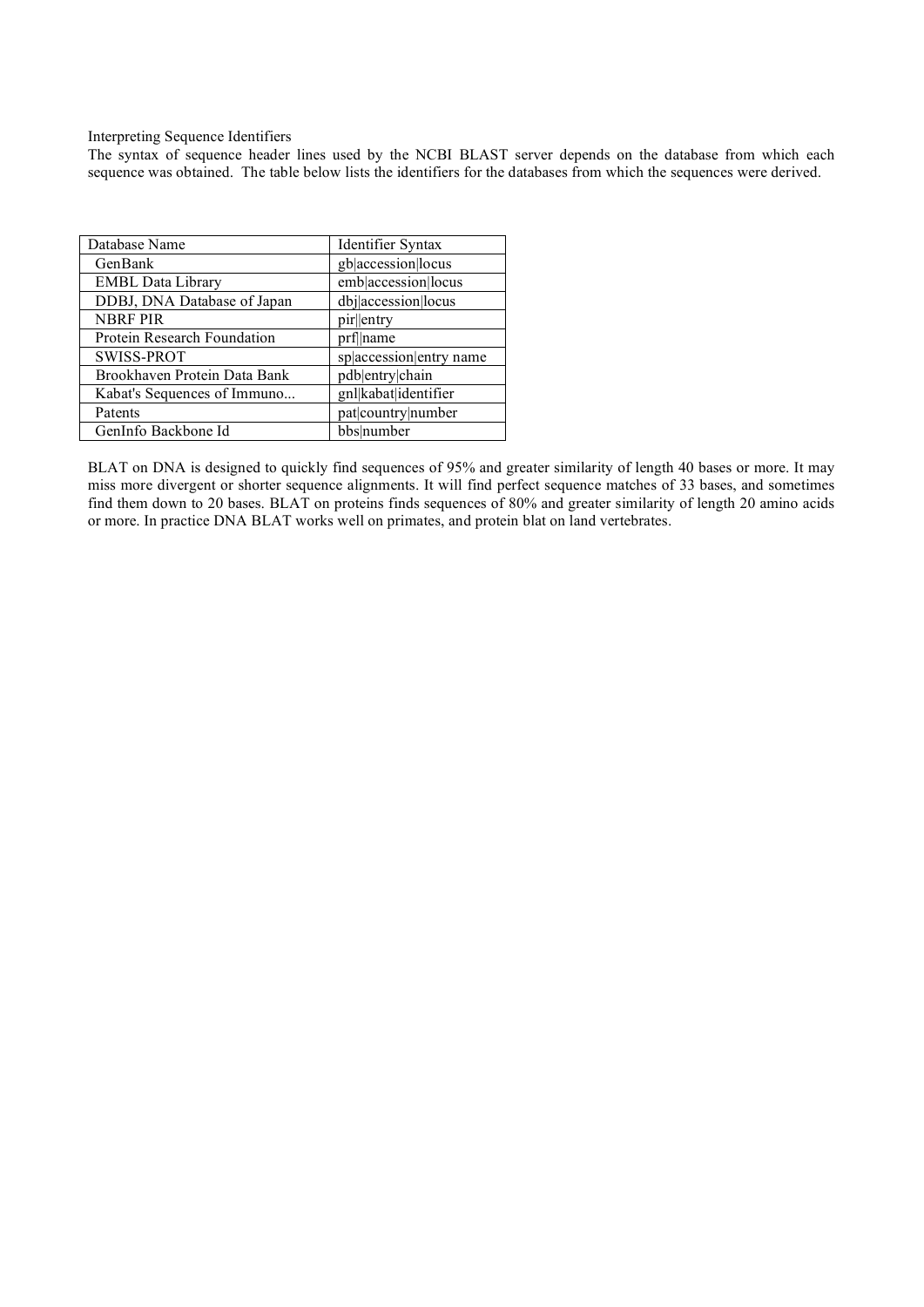Interpreting Sequence Identifiers

The syntax of sequence header lines used by the NCBI BLAST server depends on the database from which each sequence was obtained. The table below lists the identifiers for the databases from which the sequences were derived.

| Database Name | Identifier Syntax |
|---|---|
| GenBank | gb\|accession\|locus |
| EMBL Data Library | emb\|accession\|locus |
| DDBJ, DNA Database of Japan | dbj\|accession\|locus |
| NBRF PIR | pir\|\|entry |
| Protein Research Foundation | prf\|\|name |
| SWISS-PROT | sp\|accession\|entry name |
| Brookhaven Protein Data Bank | pdb\|entry\|chain |
| Kabat's Sequences of Immuno... | gnl\|kabat\|identifier |
| Patents | pat\|country\|number |
| GenInfo Backbone Id | bbs\|number |

BLAT on DNA is designed to quickly find sequences of 95% and greater similarity of length 40 bases or more. It may miss more divergent or shorter sequence alignments. It will find perfect sequence matches of 33 bases, and sometimes find them down to 20 bases. BLAT on proteins finds sequences of 80% and greater similarity of length 20 amino acids or more. In practice DNA BLAT works well on primates, and protein blat on land vertebrates.